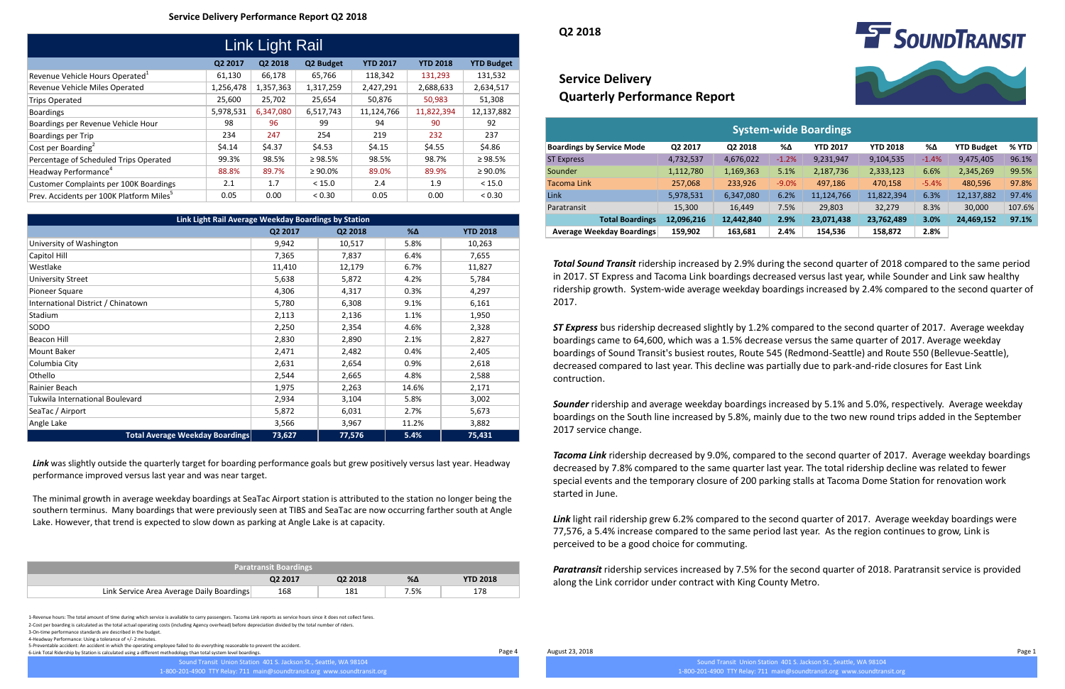# Service Delivery Performance Report Q2 2018

## Link Light Rail

| | Q2 2017 | Q2 2018 | Q2 Budget | YTD 2017 | YTD 2018 | YTD Budget |
|---|---|---|---|---|---|---|
| Revenue Vehicle Hours Operated[1] | 61,130 | 66,178 | 65,766 | 118,342 | 131,293 | 131,532 |
| Revenue Vehicle Miles Operated | 1,256,478 | 1,357,363 | 1,317,259 | 2,427,291 | 2,688,633 | 2,634,517 |
| Trips Operated | 25,600 | 25,702 | 25,654 | 50,876 | 50,983 | 51,308 |
| Boardings | 5,978,531 | 6,347,080 | 6,517,743 | 11,124,766 | 11,822,394 | 12,137,882 |
| Boardings per Revenue Vehicle Hour | 98 | 96 | 99 | 94 | 90 | 92 |
| Boardings per Trip | 234 | 247 | 254 | 219 | 232 | 237 |
| Cost per Boarding[2] | $4.14 | $4.37 | $4.53 | $4.15 | $4.55 | $4.86 |
| Percentage of Scheduled Trips Operated | 99.3% | 98.5% | ≥ 98.5% | 98.5% | 98.7% | ≥ 98.5% |
| Headway Performance[4] | 88.8% | 89.7% | ≥ 90.0% | 89.0% | 89.9% | ≥ 90.0% |
| Customer Complaints per 100K Boardings | 2.1 | 1.7 | < 15.0 | 2.4 | 1.9 | < 15.0 |
| Prev. Accidents per 100K Platform Miles[5] | 0.05 | 0.00 | < 0.30 | 0.05 | 0.00 | < 0.30 |

## Link Light Rail Average Weekday Boardings by Station

| | Q2 2017 | Q2 2018 | %Δ | YTD 2018 |
|---|---|---|---|---|
| University of Washington | 9,942 | 10,517 | 5.8% | 10,263 |
| Capitol Hill | 7,365 | 7,837 | 6.4% | 7,655 |
| Westlake | 11,410 | 12,179 | 6.7% | 11,827 |
| University Street | 5,638 | 5,872 | 4.2% | 5,784 |
| Pioneer Square | 4,306 | 4,317 | 0.3% | 4,297 |
| International District / Chinatown | 5,780 | 6,308 | 9.1% | 6,161 |
| Stadium | 2,113 | 2,136 | 1.1% | 1,950 |
| SODO | 2,250 | 2,354 | 4.6% | 2,328 |
| Beacon Hill | 2,830 | 2,890 | 2.1% | 2,827 |
| Mount Baker | 2,471 | 2,482 | 0.4% | 2,405 |
| Columbia City | 2,631 | 2,654 | 0.9% | 2,618 |
| Othello | 2,544 | 2,665 | 4.8% | 2,588 |
| Rainier Beach | 1,975 | 2,263 | 14.6% | 2,171 |
| Tukwila International Boulevard | 2,934 | 3,104 | 5.8% | 3,002 |
| SeaTac / Airport | 5,872 | 6,031 | 2.7% | 5,673 |
| Angle Lake | 3,566 | 3,967 | 11.2% | 3,882 |
| **Total Average Weekday Boardings** | **73,627** | **77,576** | **5.4%** | **75,431** |

***Link*** was slightly outside the quarterly target for boarding performance goals but grew positively versus last year. Headway performance improved versus last year and was near target.

The minimal growth in average weekday boardings at SeaTac Airport station is attributed to the station no longer being the southern terminus. Many boardings that were previously seen at TIBS and SeaTac are now occurring farther south at Angle Lake. However, that trend is expected to slow down as parking at Angle Lake is at capacity.

## Paratransit Boardings

| | Q2 2017 | Q2 2018 | %Δ | YTD 2018 |
|---|---|---|---|---|
| Link Service Area Average Daily Boardings | 168 | 181 | 7.5% | 178 |

1-Revenue hours: The total amount of time during which service is available to carry passengers. Tacoma Link reports as service hours since it does not collect fares.
2-Cost per boarding is calculated as the total actual operating costs (including Agency overhead) before depreciation divided by the total number of riders.
3-On-time performance standards are described in the budget.
4-Headway Performance: Using a tolerance of +/- 2 minutes.
5-Preventable accident: An accident in which the operating employee failed to do everything reasonable to prevent the accident.
6-Link Total Ridership by Station is calculated using a different methodology than total system level boardings.

Sound Transit Union Station 401 S. Jackson St., Seattle, WA 98104
1-800-201-4900 TTY Relay: 711 main@soundtransit.org www.soundtransit.org

---

**Q2 2018**

SOUNDTRANSIT

# Service Delivery Quarterly Performance Report

## System-wide Boardings

| Boardings by Service Mode | Q2 2017 | Q2 2018 | %Δ | YTD 2017 | YTD 2018 | %Δ | YTD Budget | % YTD |
|---|---|---|---|---|---|---|---|---|
| ST Express | 4,732,537 | 4,676,022 | -1.2% | 9,231,947 | 9,104,535 | -1.4% | 9,475,405 | 96.1% |
| Sounder | 1,112,780 | 1,169,363 | 5.1% | 2,187,736 | 2,333,123 | 6.6% | 2,345,269 | 99.5% |
| Tacoma Link | 257,068 | 233,926 | -9.0% | 497,186 | 470,158 | -5.4% | 480,596 | 97.8% |
| Link | 5,978,531 | 6,347,080 | 6.2% | 11,124,766 | 11,822,394 | 6.3% | 12,137,882 | 97.4% |
| Paratransit | 15,300 | 16,449 | 7.5% | 29,803 | 32,279 | 8.3% | 30,000 | 107.6% |
| **Total Boardings** | **12,096,216** | **12,442,840** | **2.9%** | **23,071,438** | **23,762,489** | **3.0%** | **24,469,152** | **97.1%** |
| **Average Weekday Boardings** | **159,902** | **163,681** | **2.4%** | **154,536** | **158,872** | **2.8%** | | |

***Total Sound Transit*** ridership increased by 2.9% during the second quarter of 2018 compared to the same period in 2017. ST Express and Tacoma Link boardings decreased versus last year, while Sounder and Link saw healthy ridership growth. System-wide average weekday boardings increased by 2.4% compared to the second quarter of 2017.

***ST Express*** bus ridership decreased slightly by 1.2% compared to the second quarter of 2017. Average weekday boardings came to 64,600, which was a 1.5% decrease versus the same quarter of 2017. Average weekday boardings of Sound Transit's busiest routes, Route 545 (Redmond-Seattle) and Route 550 (Bellevue-Seattle), decreased compared to last year. This decline was partially due to park-and-ride closures for East Link contruction.

***Sounder*** ridership and average weekday boardings increased by 5.1% and 5.0%, respectively. Average weekday boardings on the South line increased by 5.8%, mainly due to the two new round trips added in the September 2017 service change.

***Tacoma Link*** ridership decreased by 9.0%, compared to the second quarter of 2017. Average weekday boardings decreased by 7.8% compared to the same quarter last year. The total ridership decline was related to fewer special events and the temporary closure of 200 parking stalls at Tacoma Dome Station for renovation work started in June.

***Link*** light rail ridership grew 6.2% compared to the second quarter of 2017. Average weekday boardings were 77,576, a 5.4% increase compared to the same period last year. As the region continues to grow, Link is perceived to be a good choice for commuting.

***Paratransit*** ridership services increased by 7.5% for the second quarter of 2018. Paratransit service is provided along the Link corridor under contract with King County Metro.

August 23, 2018

Sound Transit Union Station 401 S. Jackson St., Seattle, WA 98104
1-800-201-4900 TTY Relay: 711 main@soundtransit.org www.soundtransit.org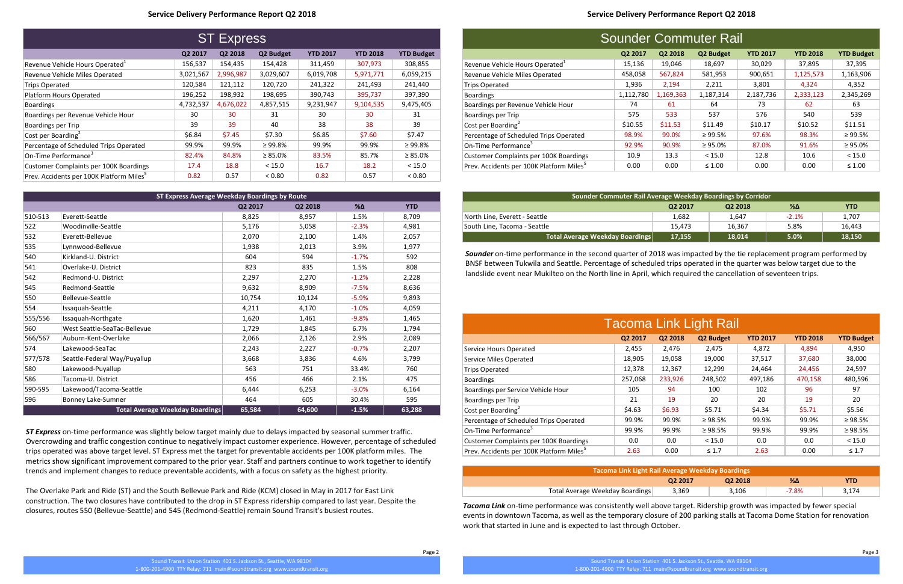# ST Express

| | Q2 2017 | Q2 2018 | Q2 Budget | YTD 2017 | YTD 2018 | YTD Budget |
|---|---|---|---|---|---|---|
| Revenue Vehicle Hours Operated[1] | 156,537 | 154,435 | 154,428 | 311,459 | 307,973 | 308,855 |
| Revenue Vehicle Miles Operated | 3,021,567 | 2,996,987 | 3,029,607 | 6,019,708 | 5,971,771 | 6,059,215 |
| Trips Operated | 120,584 | 121,112 | 120,720 | 241,322 | 241,493 | 241,440 |
| Platform Hours Operated | 196,252 | 198,932 | 198,695 | 390,743 | 395,737 | 397,390 |
| Boardings | 4,732,537 | 4,676,022 | 4,857,515 | 9,231,947 | 9,104,535 | 9,475,405 |
| Boardings per Revenue Vehicle Hour | 30 | 30 | 31 | 30 | 30 | 31 |
| Boardings per Trip | 39 | 39 | 40 | 38 | 38 | 39 |
| Cost per Boarding[2] | $6.84 | $7.45 | $7.30 | $6.85 | $7.60 | $7.47 |
| Percentage of Scheduled Trips Operated | 99.9% | 99.9% | ≥ 99.8% | 99.9% | 99.9% | ≥ 99.8% |
| On-Time Performance[3] | 82.4% | 84.8% | ≥ 85.0% | 83.5% | 85.7% | ≥ 85.0% |
| Customer Complaints per 100K Boardings | 17.4 | 18.8 | < 15.0 | 16.7 | 18.2 | < 15.0 |
| Prev. Accidents per 100K Platform Miles[5] | 0.82 | 0.57 | < 0.80 | 0.82 | 0.57 | < 0.80 |

## ST Express Average Weekday Boardings by Route

| | | Q2 2017 | Q2 2018 | %Δ | YTD |
|---|---|---|---|---|---|
| 510-513 | Everett-Seattle | 8,825 | 8,957 | 1.5% | 8,709 |
| 522 | Woodinville-Seattle | 5,176 | 5,058 | -2.3% | 4,981 |
| 532 | Everett-Bellevue | 2,070 | 2,100 | 1.4% | 2,057 |
| 535 | Lynnwood-Bellevue | 1,938 | 2,013 | 3.9% | 1,977 |
| 540 | Kirkland-U. District | 604 | 594 | -1.7% | 592 |
| 541 | Overlake-U. District | 823 | 835 | 1.5% | 808 |
| 542 | Redmond-U. District | 2,297 | 2,270 | -1.2% | 2,228 |
| 545 | Redmond-Seattle | 9,632 | 8,909 | -7.5% | 8,636 |
| 550 | Bellevue-Seattle | 10,754 | 10,124 | -5.9% | 9,893 |
| 554 | Issaquah-Seattle | 4,211 | 4,170 | -1.0% | 4,059 |
| 555/556 | Issaquah-Northgate | 1,620 | 1,461 | -9.8% | 1,465 |
| 560 | West Seattle-SeaTac-Bellevue | 1,729 | 1,845 | 6.7% | 1,794 |
| 566/567 | Auburn-Kent-Overlake | 2,066 | 2,126 | 2.9% | 2,089 |
| 574 | Lakewood-SeaTac | 2,243 | 2,227 | -0.7% | 2,207 |
| 577/578 | Seattle-Federal Way/Puyallup | 3,668 | 3,836 | 4.6% | 3,799 |
| 580 | Lakewood-Puyallup | 563 | 751 | 33.4% | 760 |
| 586 | Tacoma-U. District | 456 | 466 | 2.1% | 475 |
| 590-595 | Lakewood/Tacoma-Seattle | 6,444 | 6,253 | -3.0% | 6,164 |
| 596 | Bonney Lake-Sumner | 464 | 605 | 30.4% | 595 |
| | Total Average Weekday Boardings | 65,584 | 64,600 | -1.5% | 63,288 |

***ST Express*** on-time performance was slightly below target mainly due to delays impacted by seasonal summer traffic. Overcrowding and traffic congestion continue to negatively impact customer experience. However, percentage of scheduled trips operated was above target level. ST Express met the target for preventable accidents per 100K platform miles. The metrics show significant improvement compared to the prior year. Staff and partners continue to work together to identify trends and implement changes to reduce preventable accidents, with a focus on safety as the highest priority.

The Overlake Park and Ride (ST) and the South Bellevue Park and Ride (KCM) closed in May in 2017 for East Link construction. The two closures have contributed to the drop in ST Express ridership compared to last year. Despite the closures, routes 550 (Bellevue-Seattle) and 545 (Redmond-Seattle) remain Sound Transit's busiest routes.

# Sounder Commuter Rail

| | Q2 2017 | Q2 2018 | Q2 Budget | YTD 2017 | YTD 2018 | YTD Budget |
|---|---|---|---|---|---|---|
| Revenue Vehicle Hours Operated[1] | 15,136 | 19,046 | 18,697 | 30,029 | 37,895 | 37,395 |
| Revenue Vehicle Miles Operated | 458,058 | 567,824 | 581,953 | 900,651 | 1,125,573 | 1,163,906 |
| Trips Operated | 1,936 | 2,194 | 2,211 | 3,801 | 4,324 | 4,352 |
| Boardings | 1,112,780 | 1,169,363 | 1,187,314 | 2,187,736 | 2,333,123 | 2,345,269 |
| Boardings per Revenue Vehicle Hour | 74 | 61 | 64 | 73 | 62 | 63 |
| Boardings per Trip | 575 | 533 | 537 | 576 | 540 | 539 |
| Cost per Boarding[2] | $10.55 | $11.53 | $11.49 | $10.17 | $10.52 | $11.51 |
| Percentage of Scheduled Trips Operated | 98.9% | 99.0% | ≥ 99.5% | 97.6% | 98.3% | ≥ 99.5% |
| On-Time Performance[3] | 92.9% | 90.9% | ≥ 95.0% | 87.0% | 91.6% | ≥ 95.0% |
| Customer Complaints per 100K Boardings | 10.9 | 13.3 | < 15.0 | 12.8 | 10.6 | < 15.0 |
| Prev. Accidents per 100K Platform Miles[5] | 0.00 | 0.00 | ≤ 1.00 | 0.00 | 0.00 | ≤ 1.00 |

## Sounder Commuter Rail Average Weekday Boardings by Corridor

| | Q2 2017 | Q2 2018 | %Δ | YTD |
|---|---|---|---|---|
| North Line, Everett - Seattle | 1,682 | 1,647 | -2.1% | 1,707 |
| South Line, Tacoma - Seattle | 15,473 | 16,367 | 5.8% | 16,443 |
| Total Average Weekday Boardings | 17,155 | 18,014 | 5.0% | 18,150 |

***Sounder*** on-time performance in the second quarter of 2018 was impacted by the tie replacement program performed by BNSF between Tukwila and Seattle. Percentage of scheduled trips operated in the quarter was below target due to the landslide event near Mukilteo on the North line in April, which required the cancellation of seventeen trips.

# Tacoma Link Light Rail

| | Q2 2017 | Q2 2018 | Q2 Budget | YTD 2017 | YTD 2018 | YTD Budget |
|---|---|---|---|---|---|---|
| Service Hours Operated | 2,455 | 2,476 | 2,475 | 4,872 | 4,894 | 4,950 |
| Service Miles Operated | 18,905 | 19,058 | 19,000 | 37,517 | 37,680 | 38,000 |
| Trips Operated | 12,378 | 12,367 | 12,299 | 24,464 | 24,456 | 24,597 |
| Boardings | 257,068 | 233,926 | 248,502 | 497,186 | 470,158 | 480,596 |
| Boardings per Service Vehicle Hour | 105 | 94 | 100 | 102 | 96 | 97 |
| Boardings per Trip | 21 | 19 | 20 | 20 | 19 | 20 |
| Cost per Boarding[2] | $4.63 | $6.93 | $5.71 | $4.34 | $5.71 | $5.56 |
| Percentage of Scheduled Trips Operated | 99.9% | 99.9% | ≥ 98.5% | 99.9% | 99.9% | ≥ 98.5% |
| On-Time Performance[3] | 99.9% | 99.9% | ≥ 98.5% | 99.9% | 99.9% | ≥ 98.5% |
| Customer Complaints per 100K Boardings | 0.0 | 0.0 | < 15.0 | 0.0 | 0.0 | < 15.0 |
| Prev. Accidents per 100K Platform Miles[5] | 2.63 | 0.00 | ≤ 1.7 | 2.63 | 0.00 | ≤ 1.7 |

## Tacoma Link Light Rail Average Weekday Boardings

| | Q2 2017 | Q2 2018 | %Δ | YTD |
|---|---|---|---|---|
| Total Average Weekday Boardings | 3,369 | 3,106 | -7.8% | 3,174 |

***Tacoma Link*** on-time performance was consistently well above target. Ridership growth was impacted by fewer special events in downtown Tacoma, as well as the temporary closure of 200 parking stalls at Tacoma Dome Station for renovation work that started in June and is expected to last through October.